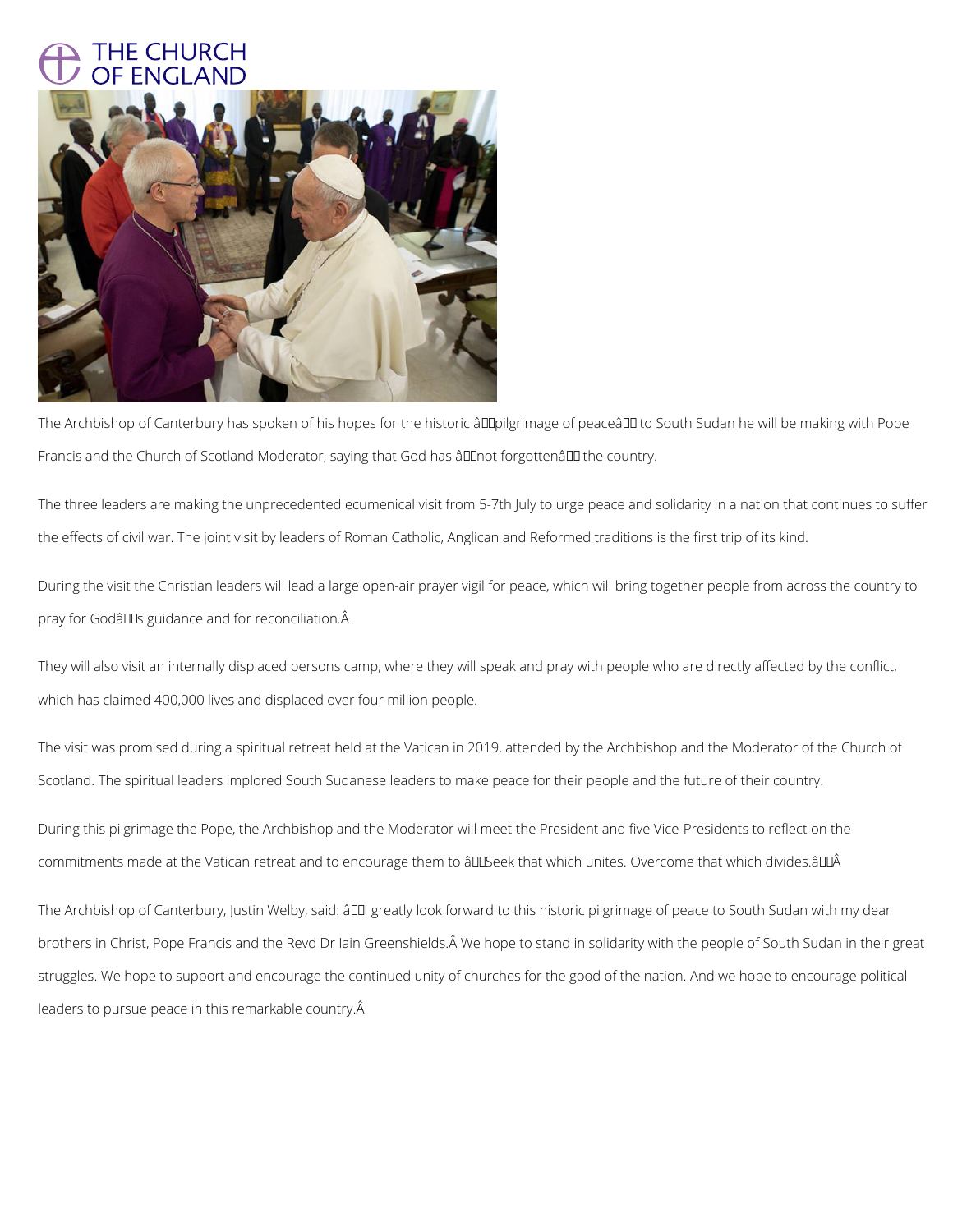# THE CHURCH OF ENGLAND

The Archbishop of Canterbury has spoken of his hopes for the historic â€˜pilgrimage of peaceâ€™ to South Sudan he will be making with Pope Francis and the Church of Scotland Moderator, saying that God has â€˜not forgottenâ€™ the country.

The three leaders are making the unprecedented ecumenical visit from 5-7th July to urge peace and solidarity in a nation that continues to suffer the effects of civil war. The joint visit by leaders of Roman Catholic, Anglican and Reformed traditions is the first trip of its kind.

During the visit the Christian leaders will lead a large open-air prayer vigil for peace, which will bring together people from across the country to pray for Godâ€™s guidance and for reconciliation.Â

They will also visit an internally displaced persons camp, where they will speak and pray with people who are directly affected by the conflict, which has claimed 400,000 lives and displaced over four million people.

The visit was promised during a spiritual retreat held at the Vatican in 2019, attended by the Archbishop and the Moderator of the Church of Scotland. The spiritual leaders implored South Sudanese leaders to make peace for their people and the future of their country.

During this pilgrimage the Pope, the Archbishop and the Moderator will meet the President and five Vice-Presidents to reflect on the commitments made at the Vatican retreat and to encourage them to â€˜Seek that which unites. Overcome that which divides.â€™Â

The Archbishop of Canterbury, Justin Welby, said: â€œI greatly look forward to this historic pilgrimage of peace to South Sudan with my dear brothers in Christ, Pope Francis and the Revd Dr Iain Greenshields.Â We hope to stand in solidarity with the people of South Sudan in their great struggles. We hope to support and encourage the continued unity of churches for the good of the nation. And we hope to encourage political leaders to pursue peace in this remarkable country.Â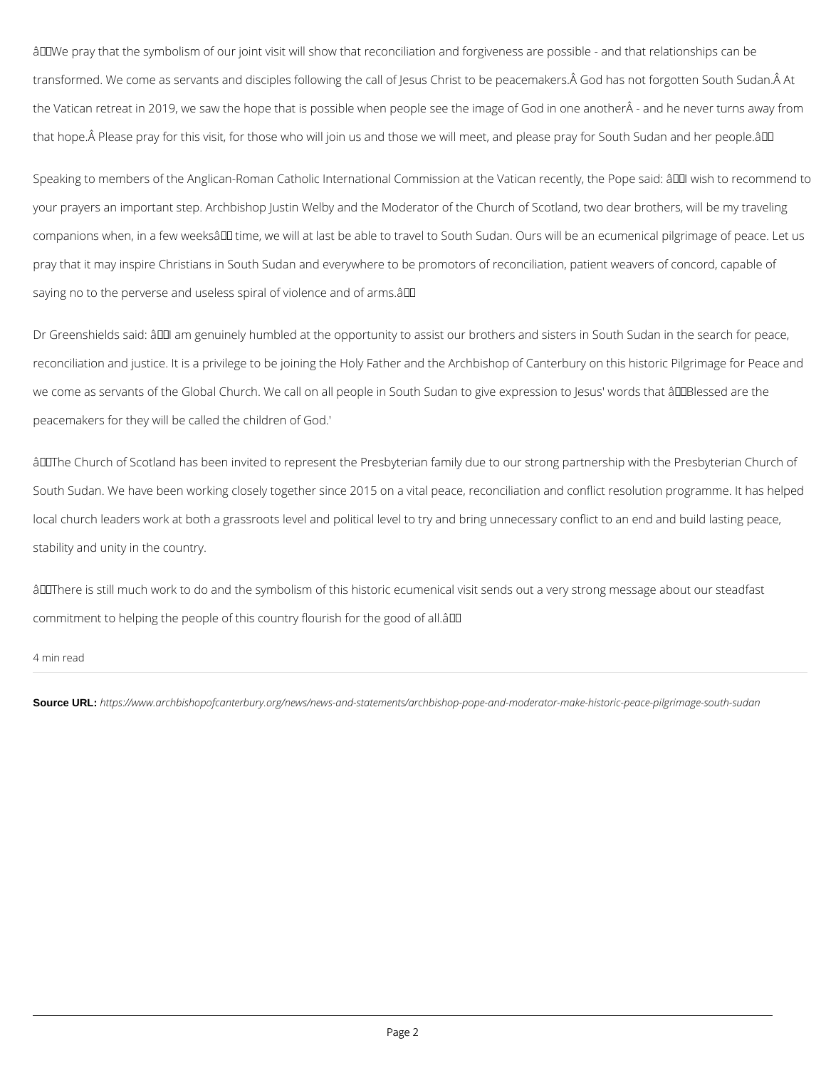â€œWe pray that the symbolism of our joint visit will show that reconciliation and forgiveness are possible - and that relationships can be transformed. We come as servants and disciples following the call of Jesus Christ to be peacemakers.Â God has not forgotten South Sudan.Â At the Vatican retreat in 2019, we saw the hope that is possible when people see the image of God in one anotherÂ - and he never turns away from that hope.Â Please pray for this visit, for those who will join us and those we will meet, and please pray for South Sudan and her people.â€

Speaking to members of the Anglican-Roman Catholic International Commission at the Vatican recently, the Pope said: â€œI wish to recommend to your prayers an important step. Archbishop Justin Welby and the Moderator of the Church of Scotland, two dear brothers, will be my traveling companions when, in a few weeksâ€™ time, we will at last be able to travel to South Sudan. Ours will be an ecumenical pilgrimage of peace. Let us pray that it may inspire Christians in South Sudan and everywhere to be promotors of reconciliation, patient weavers of concord, capable of saying no to the perverse and useless spiral of violence and of arms.â€

Dr Greenshields said: â€œI am genuinely humbled at the opportunity to assist our brothers and sisters in South Sudan in the search for peace, reconciliation and justice. It is a privilege to be joining the Holy Father and the Archbishop of Canterbury on this historic Pilgrimage for Peace and we come as servants of the Global Church. We call on all people in South Sudan to give expression to Jesus' words that â€˜Blessed are the peacemakers for they will be called the children of God.'

â€œThe Church of Scotland has been invited to represent the Presbyterian family due to our strong partnership with the Presbyterian Church of South Sudan. We have been working closely together since 2015 on a vital peace, reconciliation and conflict resolution programme. It has helped local church leaders work at both a grassroots level and political level to try and bring unnecessary conflict to an end and build lasting peace, stability and unity in the country.

â€œThere is still much work to do and the symbolism of this historic ecumenical visit sends out a very strong message about our steadfast commitment to helping the people of this country flourish for the good of all.â€

4 min read

**Source URL:** *https://www.archbishopofcanterbury.org/news/news-and-statements/archbishop-pope-and-moderator-make-historic-peace-pilgrimage-south-sudan*